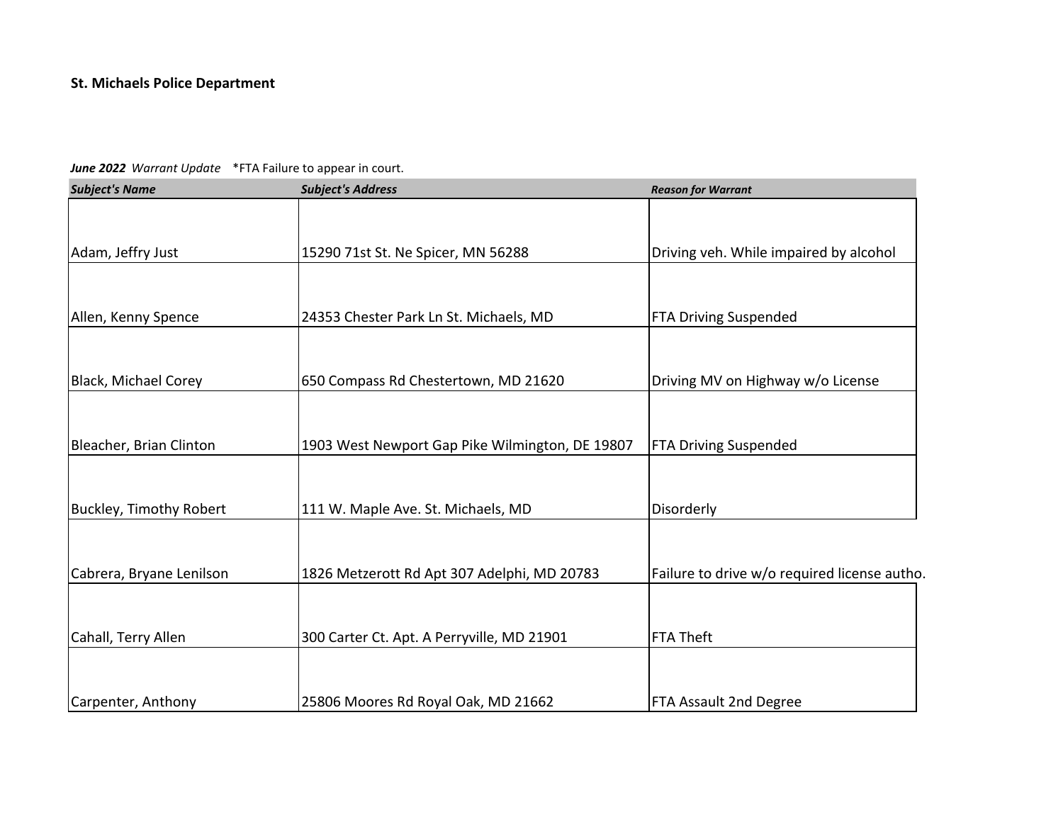**St. Michaels Police Department**

***June 2022*** *Warrant Update* *FTA Failure to appear in court.

| ***Subject's Name*** | ***Subject's Address*** | ***Reason for Warrant*** |
|---|---|---|
| Adam, Jeffry Just | 15290 71st St. Ne Spicer, MN 56288 | Driving veh. While impaired by alcohol |
| Allen, Kenny Spence | 24353 Chester Park Ln St. Michaels, MD | FTA Driving Suspended |
| Black, Michael Corey | 650 Compass Rd Chestertown, MD 21620 | Driving MV on Highway w/o License |
| Bleacher, Brian Clinton | 1903 West Newport Gap Pike Wilmington, DE 19807 | FTA Driving Suspended |
| Buckley, Timothy Robert | 111 W. Maple Ave. St. Michaels, MD | Disorderly |
| Cabrera, Bryane Lenilson | 1826 Metzerott Rd Apt 307 Adelphi, MD 20783 | Failure to drive w/o required license autho. |
| Cahall, Terry Allen | 300 Carter Ct. Apt. A Perryville, MD 21901 | FTA Theft |
| Carpenter, Anthony | 25806 Moores Rd Royal Oak, MD 21662 | FTA Assault 2nd Degree |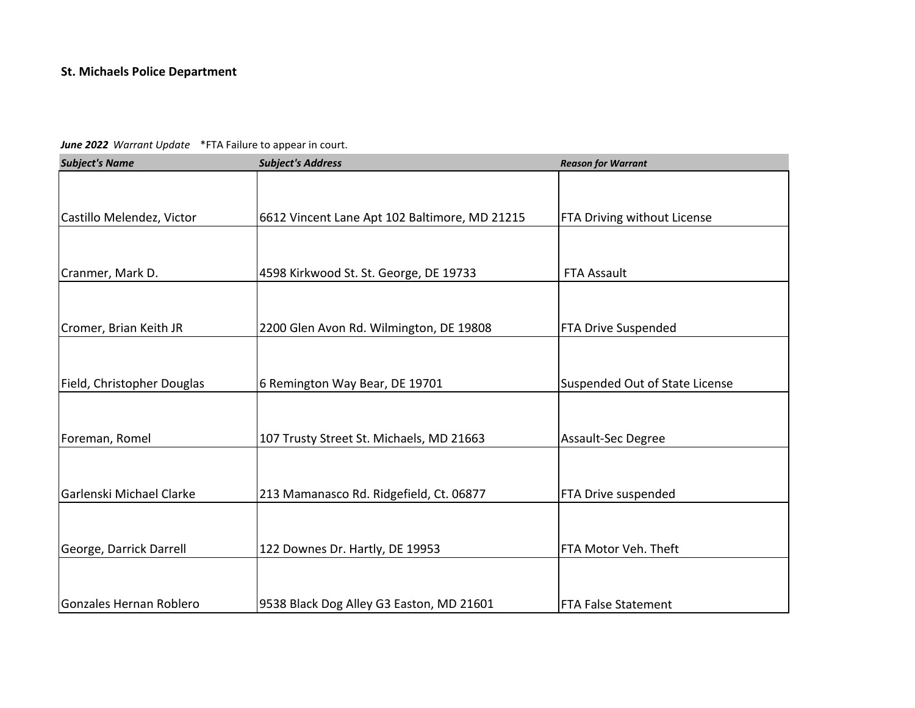**St. Michaels Police Department**

***June 2022*** *Warrant Update* *FTA Failure to appear in court.

| ***Subject's Name*** | ***Subject's Address*** | ***Reason for Warrant*** |
|---|---|---|
| Castillo Melendez, Victor | 6612 Vincent Lane Apt 102 Baltimore, MD 21215 | FTA Driving without License |
| Cranmer, Mark D. | 4598 Kirkwood St. St. George, DE 19733 | FTA Assault |
| Cromer, Brian Keith JR | 2200 Glen Avon Rd. Wilmington, DE 19808 | FTA Drive Suspended |
| Field, Christopher Douglas | 6 Remington Way Bear, DE 19701 | Suspended Out of State License |
| Foreman, Romel | 107 Trusty Street St. Michaels, MD 21663 | Assault-Sec Degree |
| Garlenski Michael Clarke | 213 Mamanasco Rd. Ridgefield, Ct. 06877 | FTA Drive suspended |
| George, Darrick Darrell | 122 Downes Dr. Hartly, DE 19953 | FTA Motor Veh. Theft |
| Gonzales Hernan Roblero | 9538 Black Dog Alley G3 Easton, MD 21601 | FTA False Statement |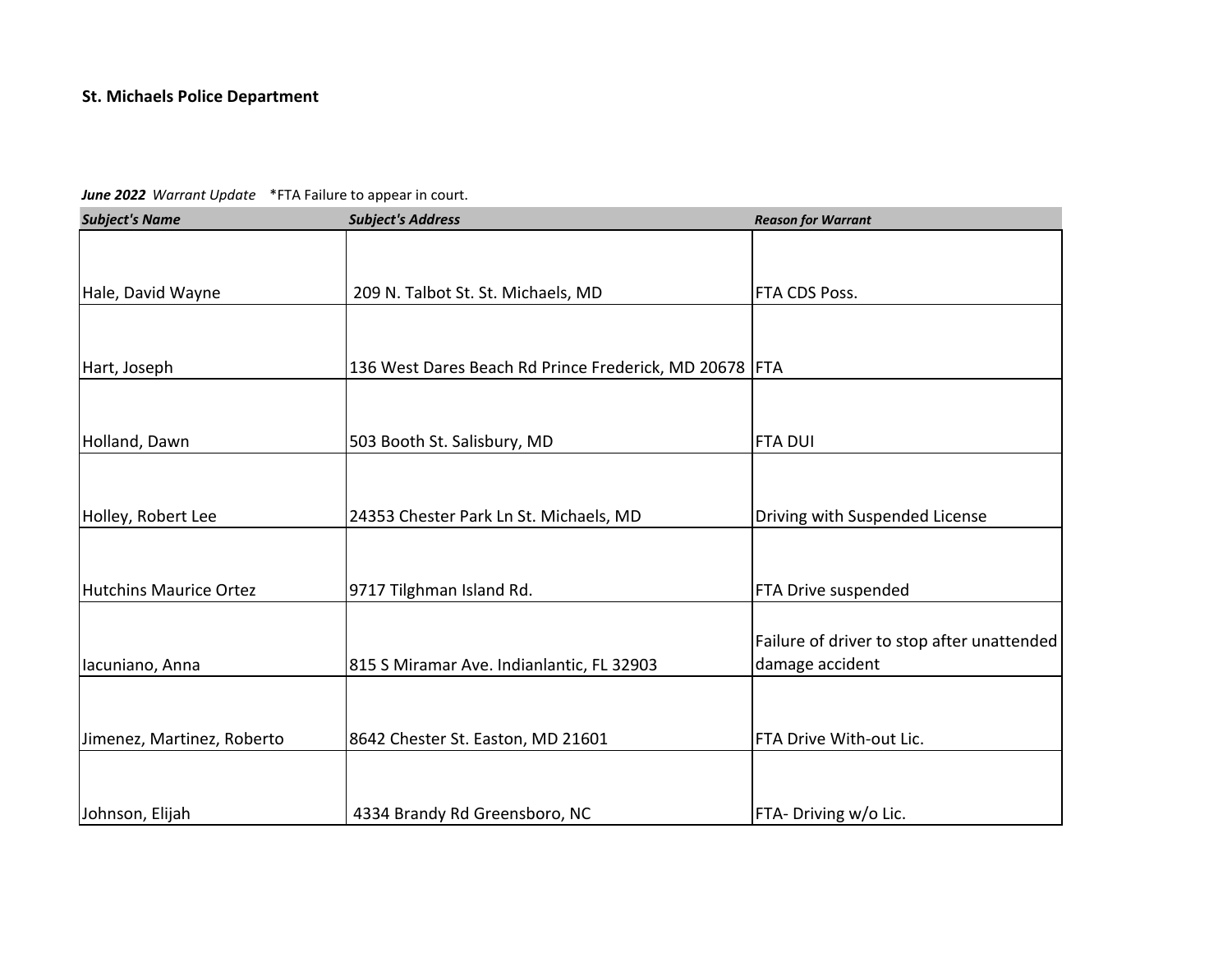**St. Michaels Police Department**

***June 2022*** *Warrant Update* *FTA Failure to appear in court.

| ***Subject's Name*** | ***Subject's Address*** | ***Reason for Warrant*** |
|---|---|---|
| Hale, David Wayne | 209 N. Talbot St. St. Michaels, MD | FTA CDS Poss. |
| Hart, Joseph | 136 West Dares Beach Rd Prince Frederick, MD 20678 | FTA |
| Holland, Dawn | 503 Booth St. Salisbury, MD | FTA DUI |
| Holley, Robert Lee | 24353 Chester Park Ln St. Michaels, MD | Driving with Suspended License |
| Hutchins Maurice Ortez | 9717 Tilghman Island Rd. | FTA Drive suspended |
| Iacuniano, Anna | 815 S Miramar Ave. Indianlantic, FL 32903 | Failure of driver to stop after unattended damage accident |
| Jimenez, Martinez, Roberto | 8642 Chester St. Easton, MD 21601 | FTA Drive With-out Lic. |
| Johnson, Elijah | 4334 Brandy Rd Greensboro, NC | FTA- Driving w/o Lic. |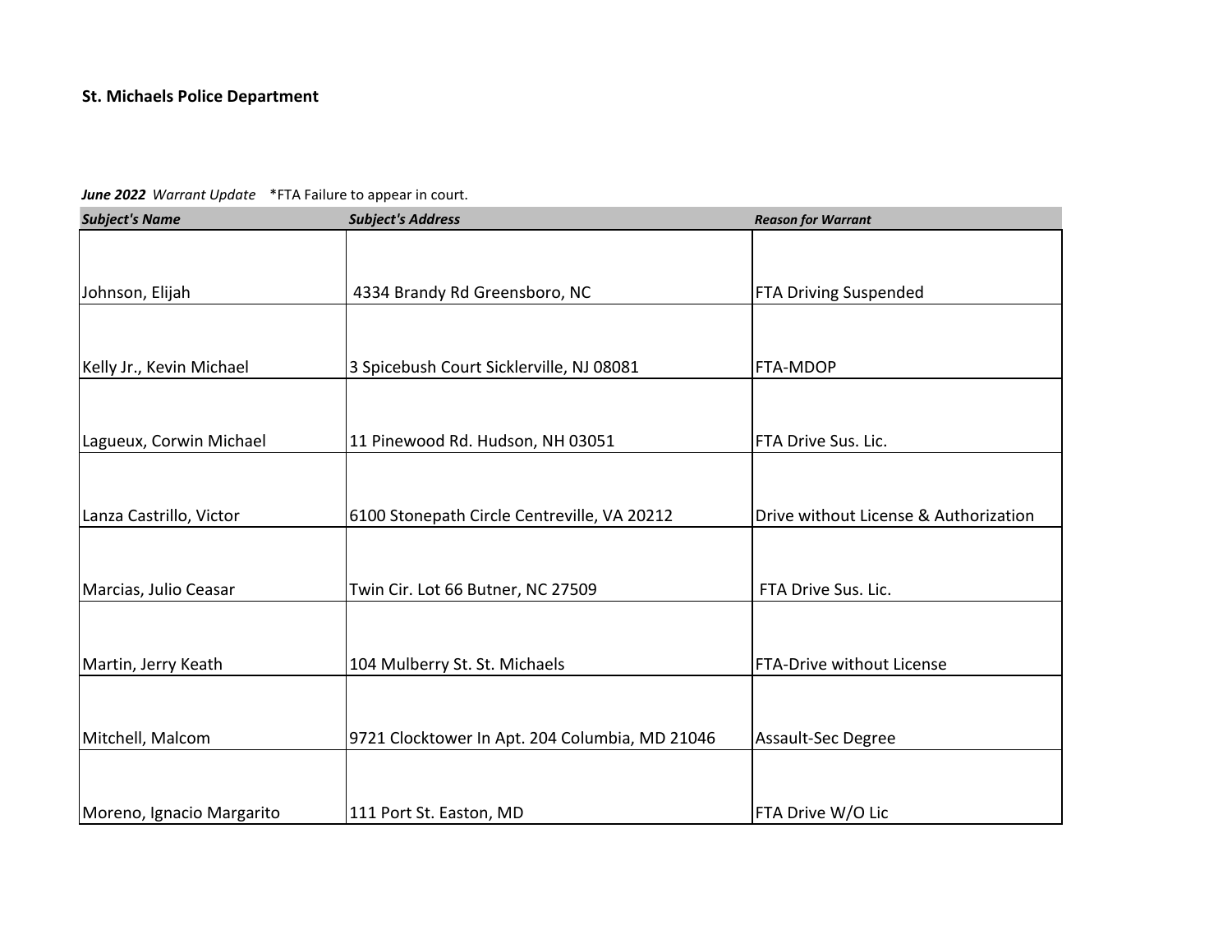**St. Michaels Police Department**

***June 2022*** *Warrant Update* *FTA Failure to appear in court.

| ***Subject's Name*** | ***Subject's Address*** | ***Reason for Warrant*** |
|---|---|---|
| Johnson, Elijah | 4334 Brandy Rd Greensboro, NC | FTA Driving Suspended |
| Kelly Jr., Kevin Michael | 3 Spicebush Court Sicklerville, NJ 08081 | FTA-MDOP |
| Lagueux, Corwin Michael | 11 Pinewood Rd. Hudson, NH 03051 | FTA Drive Sus. Lic. |
| Lanza Castrillo, Victor | 6100 Stonepath Circle Centreville, VA 20212 | Drive without License & Authorization |
| Marcias, Julio Ceasar | Twin Cir. Lot 66 Butner, NC 27509 | FTA Drive Sus. Lic. |
| Martin, Jerry Keath | 104 Mulberry St. St. Michaels | FTA-Drive without License |
| Mitchell, Malcom | 9721 Clocktower In Apt. 204 Columbia, MD 21046 | Assault-Sec Degree |
| Moreno, Ignacio Margarito | 111 Port St. Easton, MD | FTA Drive W/O Lic |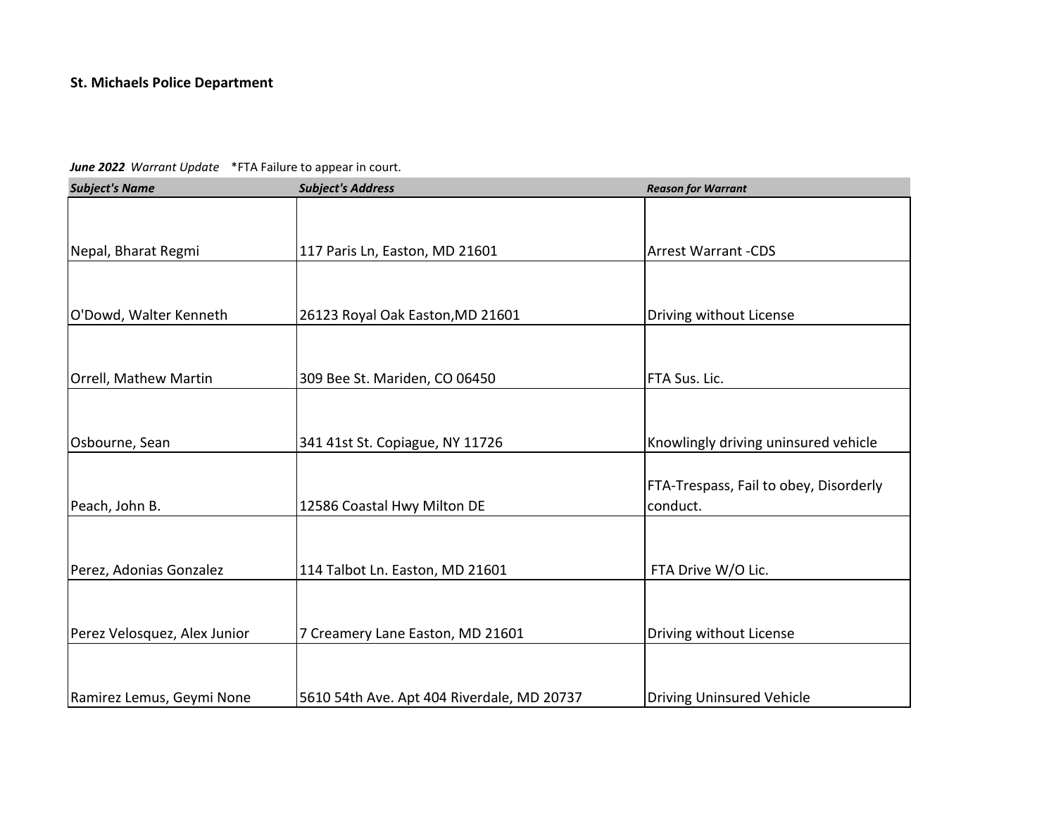**St. Michaels Police Department**

***June 2022*** *Warrant Update* *FTA Failure to appear in court.

| ***Subject's Name*** | ***Subject's Address*** | ***Reason for Warrant*** |
|---|---|---|
| Nepal, Bharat Regmi | 117 Paris Ln, Easton, MD 21601 | Arrest Warrant -CDS |
| O'Dowd, Walter Kenneth | 26123 Royal Oak Easton,MD 21601 | Driving without License |
| Orrell, Mathew Martin | 309 Bee St. Mariden, CO 06450 | FTA Sus. Lic. |
| Osbourne, Sean | 341 41st St. Copiague, NY 11726 | Knowlingly driving uninsured vehicle |
| Peach, John B. | 12586 Coastal Hwy Milton DE | FTA-Trespass, Fail to obey, Disorderly conduct. |
| Perez, Adonias Gonzalez | 114 Talbot Ln. Easton, MD 21601 | FTA Drive W/O Lic. |
| Perez Velosquez, Alex Junior | 7 Creamery Lane Easton, MD 21601 | Driving without License |
| Ramirez Lemus, Geymi None | 5610 54th Ave. Apt 404 Riverdale, MD 20737 | Driving Uninsured Vehicle |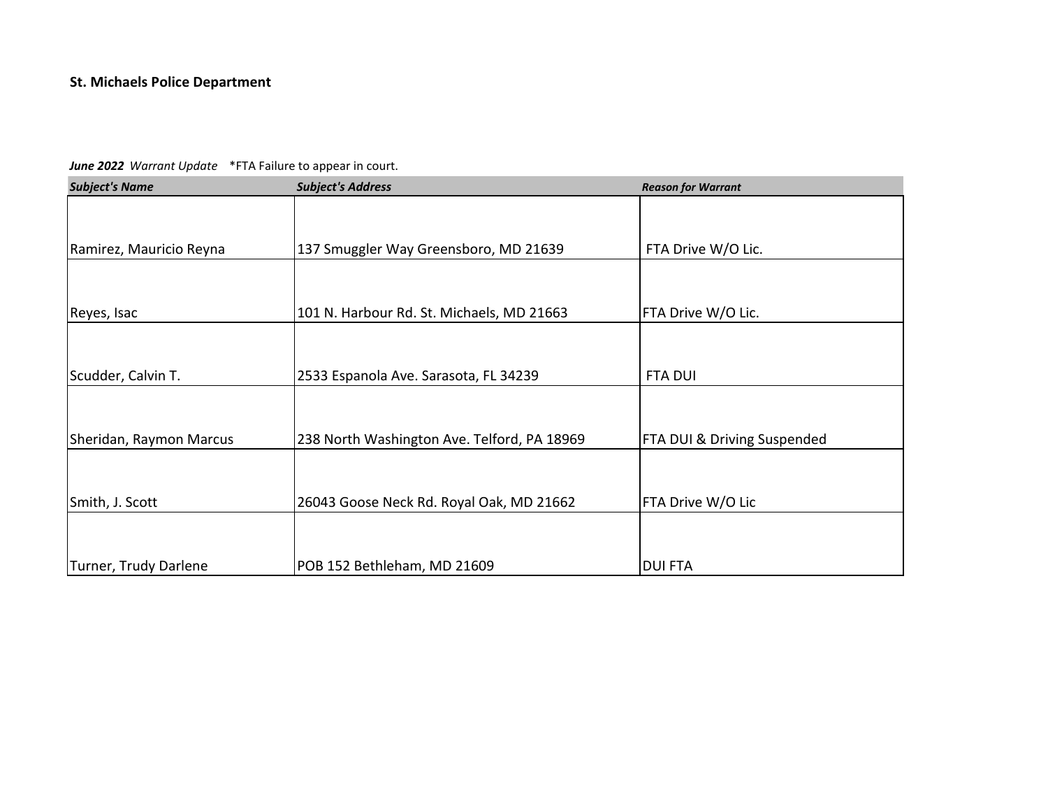**St. Michaels Police Department**

***June 2022*** *Warrant Update* *FTA Failure to appear in court.

| ***Subject's Name*** | ***Subject's Address*** | ***Reason for Warrant*** |
|---|---|---|
| Ramirez, Mauricio Reyna | 137 Smuggler Way Greensboro, MD 21639 | FTA Drive W/O Lic. |
| Reyes, Isac | 101 N. Harbour Rd. St. Michaels, MD 21663 | FTA Drive W/O Lic. |
| Scudder, Calvin T. | 2533 Espanola Ave. Sarasota, FL 34239 | FTA DUI |
| Sheridan, Raymon Marcus | 238 North Washington Ave. Telford, PA 18969 | FTA DUI & Driving Suspended |
| Smith, J. Scott | 26043 Goose Neck Rd. Royal Oak, MD 21662 | FTA Drive W/O Lic |
| Turner, Trudy Darlene | POB 152 Bethleham, MD 21609 | DUI FTA |